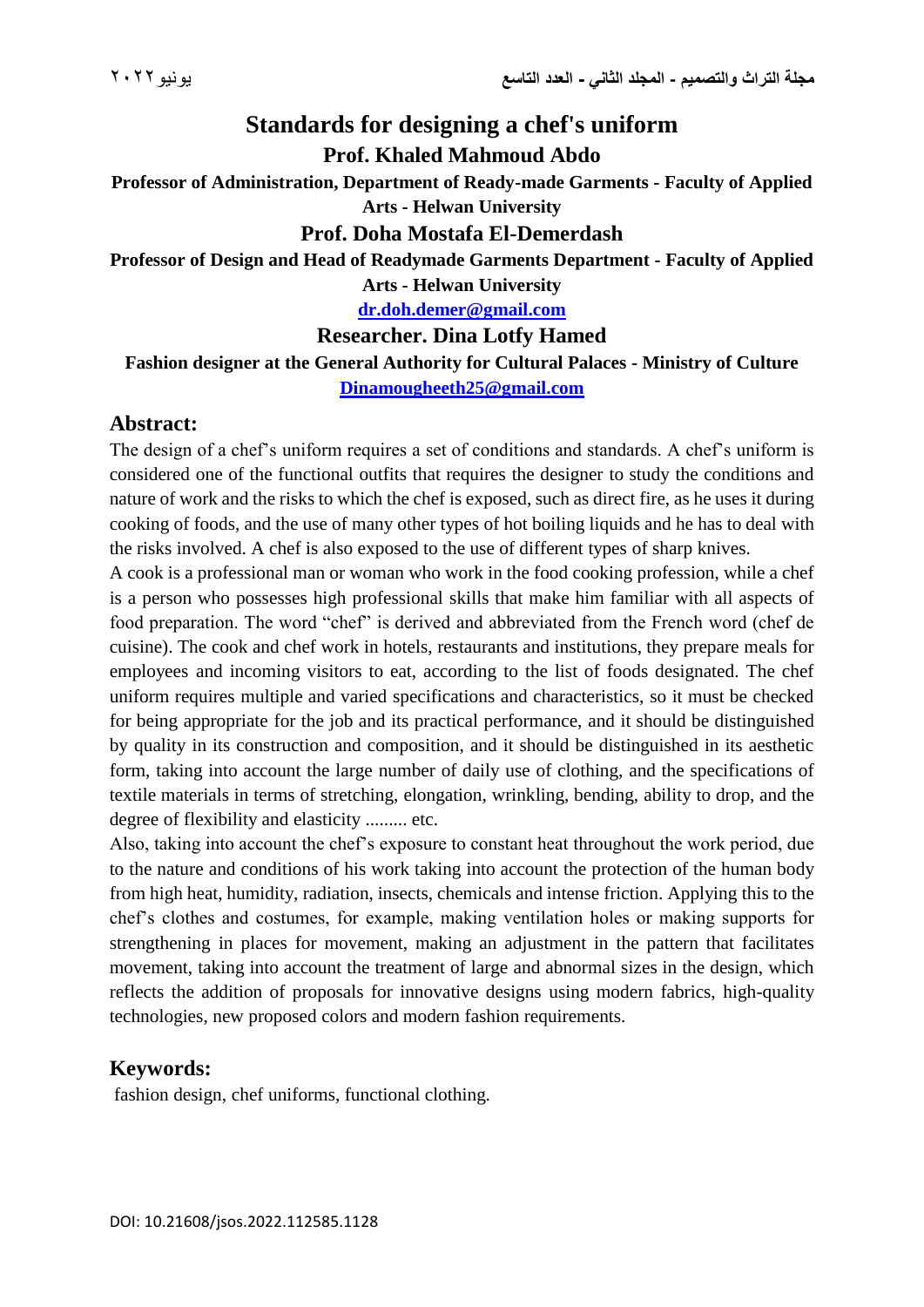# Standards for designing a chef's uniform

**Prof. Khaled Mahmoud Abdo**

**Professor of Administration, Department of Ready-made Garments - Faculty of Applied Arts - Helwan University**

**Prof. Doha Mostafa El-Demerdash**

**Professor of Design and Head of Readymade Garments Department - Faculty of Applied Arts - Helwan University**

**dr.doh.demer@gmail.com**

**Researcher. Dina Lotfy Hamed**

**Fashion designer at the General Authority for Cultural Palaces - Ministry of Culture**

**Dinamougheeth25@gmail.com**

## Abstract:

The design of a chef's uniform requires a set of conditions and standards. A chef's uniform is considered one of the functional outfits that requires the designer to study the conditions and nature of work and the risks to which the chef is exposed, such as direct fire, as he uses it during cooking of foods, and the use of many other types of hot boiling liquids and he has to deal with the risks involved. A chef is also exposed to the use of different types of sharp knives.

A cook is a professional man or woman who work in the food cooking profession, while a chef is a person who possesses high professional skills that make him familiar with all aspects of food preparation. The word "chef" is derived and abbreviated from the French word (chef de cuisine). The cook and chef work in hotels, restaurants and institutions, they prepare meals for employees and incoming visitors to eat, according to the list of foods designated. The chef uniform requires multiple and varied specifications and characteristics, so it must be checked for being appropriate for the job and its practical performance, and it should be distinguished by quality in its construction and composition, and it should be distinguished in its aesthetic form, taking into account the large number of daily use of clothing, and the specifications of textile materials in terms of stretching, elongation, wrinkling, bending, ability to drop, and the degree of flexibility and elasticity ......... etc.

Also, taking into account the chef's exposure to constant heat throughout the work period, due to the nature and conditions of his work taking into account the protection of the human body from high heat, humidity, radiation, insects, chemicals and intense friction. Applying this to the chef's clothes and costumes, for example, making ventilation holes or making supports for strengthening in places for movement, making an adjustment in the pattern that facilitates movement, taking into account the treatment of large and abnormal sizes in the design, which reflects the addition of proposals for innovative designs using modern fabrics, high-quality technologies, new proposed colors and modern fashion requirements.

## Keywords:

fashion design, chef uniforms, functional clothing.

DOI: 10.21608/jsos.2022.112585.1128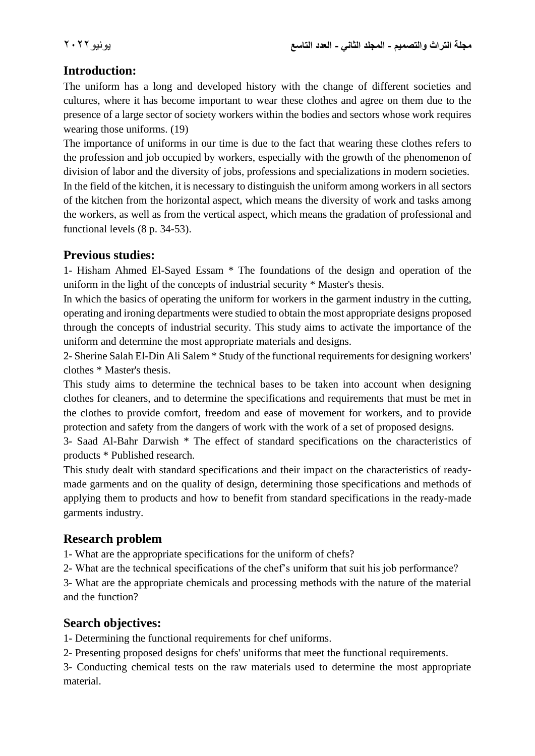## Introduction:

The uniform has a long and developed history with the change of different societies and cultures, where it has become important to wear these clothes and agree on them due to the presence of a large sector of society workers within the bodies and sectors whose work requires wearing those uniforms. (19)

The importance of uniforms in our time is due to the fact that wearing these clothes refers to the profession and job occupied by workers, especially with the growth of the phenomenon of division of labor and the diversity of jobs, professions and specializations in modern societies.

In the field of the kitchen, it is necessary to distinguish the uniform among workers in all sectors of the kitchen from the horizontal aspect, which means the diversity of work and tasks among the workers, as well as from the vertical aspect, which means the gradation of professional and functional levels (8 p. 34-53).

## Previous studies:

1- Hisham Ahmed El-Sayed Essam * The foundations of the design and operation of the uniform in the light of the concepts of industrial security * Master's thesis.

In which the basics of operating the uniform for workers in the garment industry in the cutting, operating and ironing departments were studied to obtain the most appropriate designs proposed through the concepts of industrial security. This study aims to activate the importance of the uniform and determine the most appropriate materials and designs.

2- Sherine Salah El-Din Ali Salem * Study of the functional requirements for designing workers' clothes * Master's thesis.

This study aims to determine the technical bases to be taken into account when designing clothes for cleaners, and to determine the specifications and requirements that must be met in the clothes to provide comfort, freedom and ease of movement for workers, and to provide protection and safety from the dangers of work with the work of a set of proposed designs.

3- Saad Al-Bahr Darwish * The effect of standard specifications on the characteristics of products * Published research.

This study dealt with standard specifications and their impact on the characteristics of ready-made garments and on the quality of design, determining those specifications and methods of applying them to products and how to benefit from standard specifications in the ready-made garments industry.

## Research problem

1- What are the appropriate specifications for the uniform of chefs?

2- What are the technical specifications of the chef's uniform that suit his job performance?

3- What are the appropriate chemicals and processing methods with the nature of the material and the function?

## Search objectives:

1- Determining the functional requirements for chef uniforms.

2- Presenting proposed designs for chefs' uniforms that meet the functional requirements.

3- Conducting chemical tests on the raw materials used to determine the most appropriate material.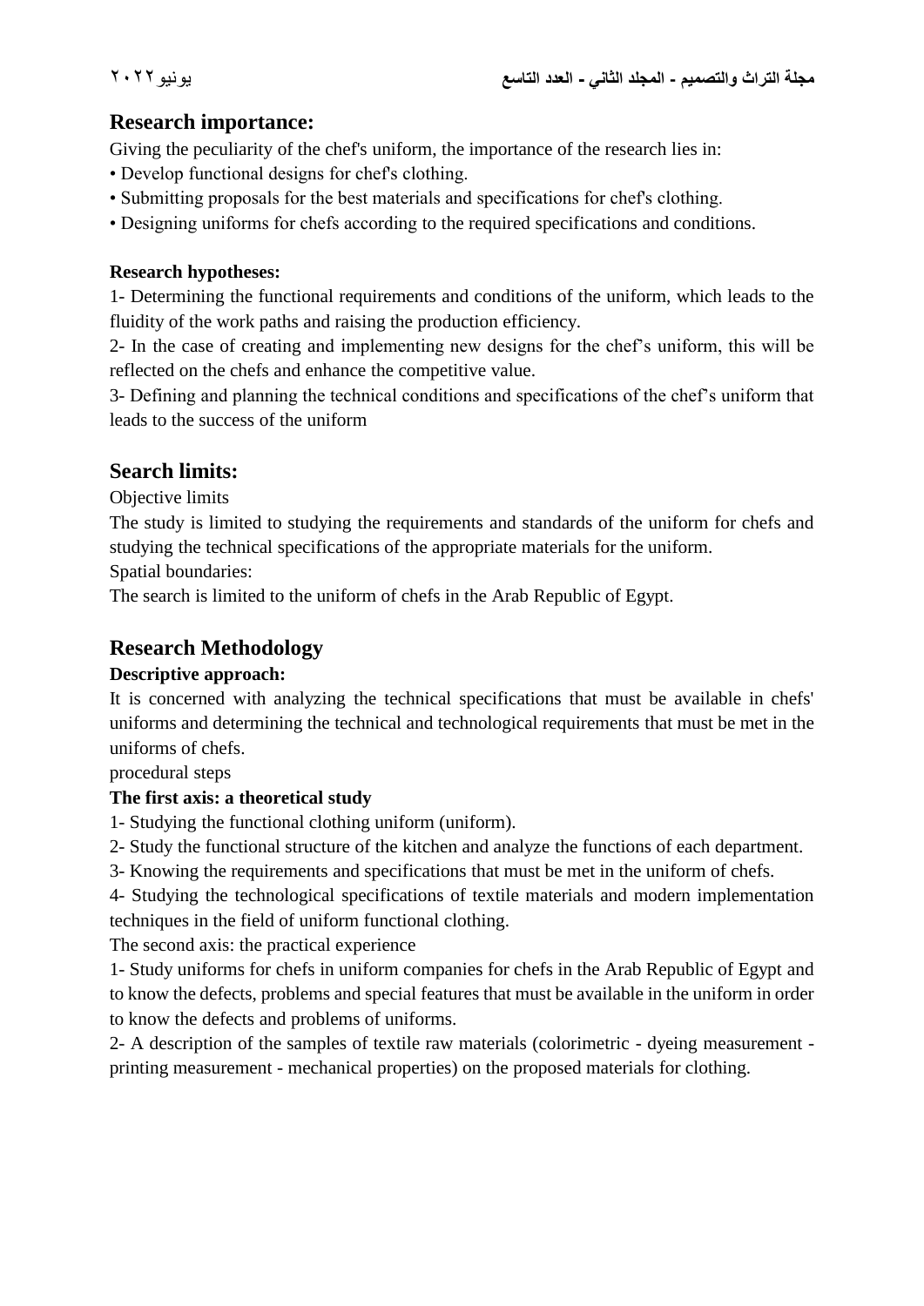## Research importance:

Giving the peculiarity of the chef's uniform, the importance of the research lies in:

- Develop functional designs for chef's clothing.
- Submitting proposals for the best materials and specifications for chef's clothing.
- Designing uniforms for chefs according to the required specifications and conditions.

**Research hypotheses:**

1- Determining the functional requirements and conditions of the uniform, which leads to the fluidity of the work paths and raising the production efficiency.

2- In the case of creating and implementing new designs for the chef's uniform, this will be reflected on the chefs and enhance the competitive value.

3- Defining and planning the technical conditions and specifications of the chef's uniform that leads to the success of the uniform

## Search limits:

Objective limits

The study is limited to studying the requirements and standards of the uniform for chefs and studying the technical specifications of the appropriate materials for the uniform.

Spatial boundaries:

The search is limited to the uniform of chefs in the Arab Republic of Egypt.

## Research Methodology

**Descriptive approach:**

It is concerned with analyzing the technical specifications that must be available in chefs' uniforms and determining the technical and technological requirements that must be met in the uniforms of chefs.

procedural steps

**The first axis: a theoretical study**

1- Studying the functional clothing uniform (uniform).

2- Study the functional structure of the kitchen and analyze the functions of each department.

3- Knowing the requirements and specifications that must be met in the uniform of chefs.

4- Studying the technological specifications of textile materials and modern implementation techniques in the field of uniform functional clothing.

The second axis: the practical experience

1- Study uniforms for chefs in uniform companies for chefs in the Arab Republic of Egypt and to know the defects, problems and special features that must be available in the uniform in order to know the defects and problems of uniforms.

2- A description of the samples of textile raw materials (colorimetric - dyeing measurement - printing measurement - mechanical properties) on the proposed materials for clothing.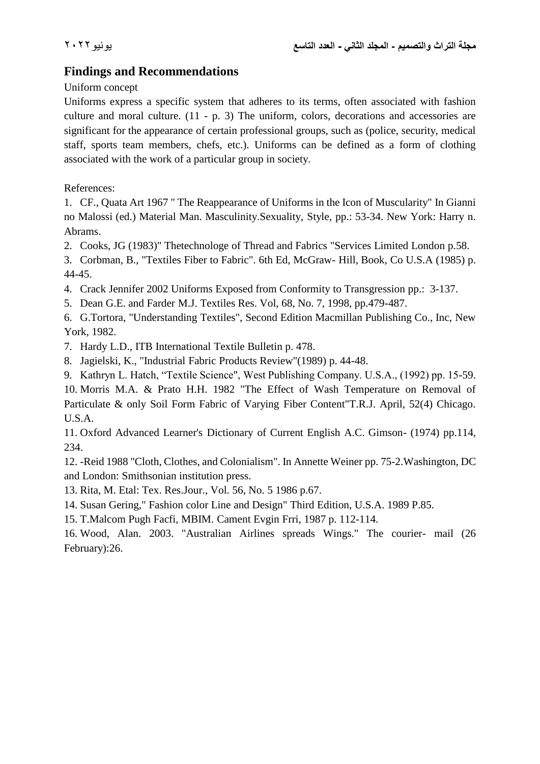## Findings and Recommendations

Uniform concept

Uniforms express a specific system that adheres to its terms, often associated with fashion culture and moral culture. (11 - p. 3) The uniform, colors, decorations and accessories are significant for the appearance of certain professional groups, such as (police, security, medical staff, sports team members, chefs, etc.). Uniforms can be defined as a form of clothing associated with the work of a particular group in society.

References:

1. CF., Quata Art 1967 " The Reappearance of Uniforms in the Icon of Muscularity" In Gianni no Malossi (ed.) Material Man. Masculinity.Sexuality, Style, pp.: 53-34. New York: Harry n. Abrams.
2. Cooks, JG (1983)" Thetechnologe of Thread and Fabrics "Services Limited London p.58.
3. Corbman, B., "Textiles Fiber to Fabric". 6th Ed, McGraw- Hill, Book, Co U.S.A (1985) p. 44-45.
4. Crack Jennifer 2002 Uniforms Exposed from Conformity to Transgression pp.: 3-137.
5. Dean G.E. and Farder M.J. Textiles Res. Vol, 68, No. 7, 1998, pp.479-487.
6. G.Tortora, "Understanding Textiles", Second Edition Macmillan Publishing Co., Inc, New York, 1982.
7. Hardy L.D., ITB International Textile Bulletin p. 478.
8. Jagielski, K., "Industrial Fabric Products Review"(1989) p. 44-48.
9. Kathryn L. Hatch, "Textile Science", West Publishing Company. U.S.A., (1992) pp. 15-59.
10. Morris M.A. & Prato H.H. 1982 "The Effect of Wash Temperature on Removal of Particulate & only Soil Form Fabric of Varying Fiber Content"T.R.J. April, 52(4) Chicago. U.S.A.
11. Oxford Advanced Learner's Dictionary of Current English A.C. Gimson- (1974) pp.114, 234.
12. -Reid 1988 "Cloth, Clothes, and Colonialism". In Annette Weiner pp. 75-2.Washington, DC and London: Smithsonian institution press.
13. Rita, M. Etal: Tex. Res.Jour., Vol. 56, No. 5 1986 p.67.
14. Susan Gering," Fashion color Line and Design" Third Edition, U.S.A. 1989 P.85.
15. T.Malcom Pugh Facfi, MBIM. Cament Evgin Frri, 1987 p. 112-114.
16. Wood, Alan. 2003. "Australian Airlines spreads Wings." The courier- mail (26 February):26.